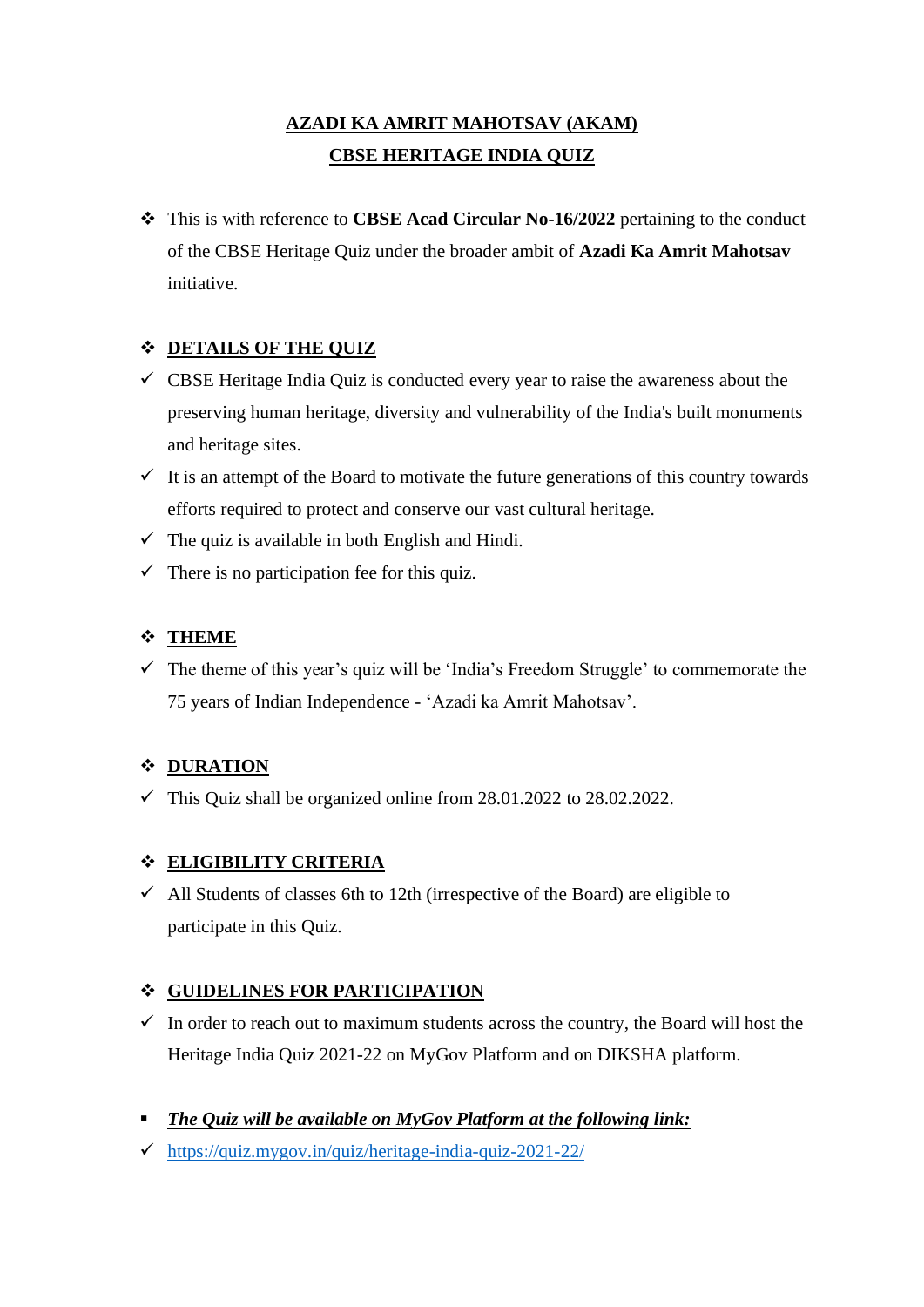# AZADI KA AMRIT MAHOTSAV (AKAM)

## CBSE HERITAGE INDIA QUIZ

- This is with reference to **CBSE Acad Circular No-16/2022** pertaining to the conduct of the CBSE Heritage Quiz under the broader ambit of **Azadi Ka Amrit Mahotsav** initiative.

### DETAILS OF THE QUIZ

- ✓ CBSE Heritage India Quiz is conducted every year to raise the awareness about the preserving human heritage, diversity and vulnerability of the India's built monuments and heritage sites.
- ✓ It is an attempt of the Board to motivate the future generations of this country towards efforts required to protect and conserve our vast cultural heritage.
- ✓ The quiz is available in both English and Hindi.
- ✓ There is no participation fee for this quiz.

### THEME

- ✓ The theme of this year's quiz will be 'India's Freedom Struggle' to commemorate the 75 years of Indian Independence - 'Azadi ka Amrit Mahotsav'.

### DURATION

- ✓ This Quiz shall be organized online from 28.01.2022 to 28.02.2022.

### ELIGIBILITY CRITERIA

- ✓ All Students of classes 6th to 12th (irrespective of the Board) are eligible to participate in this Quiz.

### GUIDELINES FOR PARTICIPATION

- ✓ In order to reach out to maximum students across the country, the Board will host the Heritage India Quiz 2021-22 on MyGov Platform and on DIKSHA platform.

- ***The Quiz will be available on MyGov Platform at the following link:***
- ✓ https://quiz.mygov.in/quiz/heritage-india-quiz-2021-22/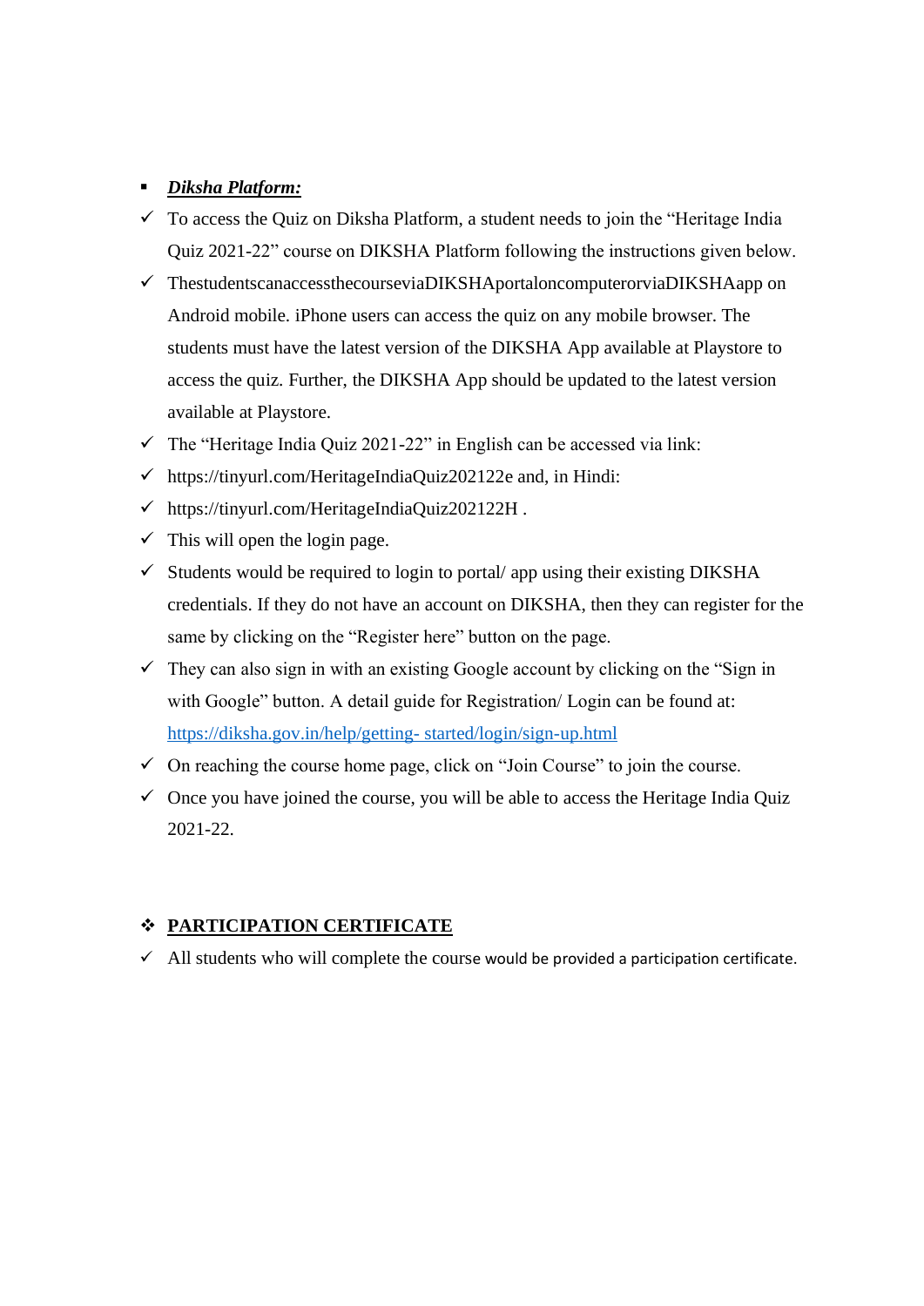- ***Diksha Platform:***

- ✓ To access the Quiz on Diksha Platform, a student needs to join the "Heritage India Quiz 2021-22" course on DIKSHA Platform following the instructions given below.
- ✓ ThestudentscanaccessthecourseviaDIKSHAportaloncomputerorviaDIKSHAapp on Android mobile. iPhone users can access the quiz on any mobile browser. The students must have the latest version of the DIKSHA App available at Playstore to access the quiz. Further, the DIKSHA App should be updated to the latest version available at Playstore.
- ✓ The "Heritage India Quiz 2021-22" in English can be accessed via link:
- ✓ https://tinyurl.com/HeritageIndiaQuiz202122e and, in Hindi:
- ✓ https://tinyurl.com/HeritageIndiaQuiz202122H .
- ✓ This will open the login page.
- ✓ Students would be required to login to portal/ app using their existing DIKSHA credentials. If they do not have an account on DIKSHA, then they can register for the same by clicking on the "Register here" button on the page.
- ✓ They can also sign in with an existing Google account by clicking on the "Sign in with Google" button. A detail guide for Registration/ Login can be found at: https://diksha.gov.in/help/getting- started/login/sign-up.html
- ✓ On reaching the course home page, click on "Join Course" to join the course.
- ✓ Once you have joined the course, you will be able to access the Heritage India Quiz 2021-22.

❖ **PARTICIPATION CERTIFICATE**

- ✓ All students who will complete the course would be provided a participation certificate.